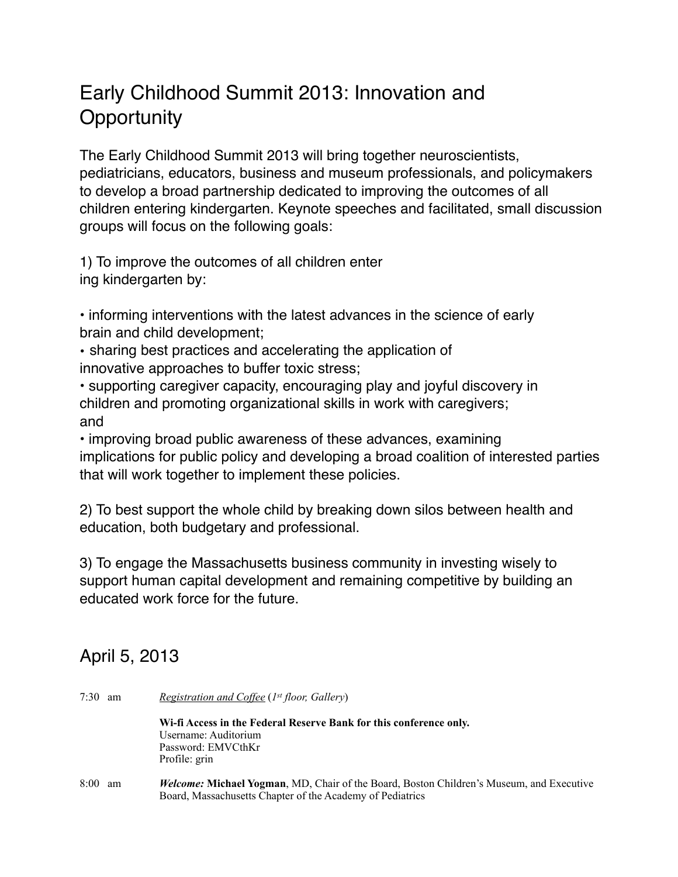# Early Childhood Summit 2013: Innovation and Opportunity

The Early Childhood Summit 2013 will bring together neuroscientists, pediatricians, educators, business and museum professionals, and policymakers to develop a broad partnership dedicated to improving the outcomes of all children entering kindergarten. Keynote speeches and facilitated, small discussion groups will focus on the following goals:

1) To improve the outcomes of all children entering kindergarten by:

- informing interventions with the latest advances in the science of early brain and child development;
- sharing best practices and accelerating the application of innovative approaches to buffer toxic stress;
- supporting caregiver capacity, encouraging play and joyful discovery in children and promoting organizational skills in work with caregivers; and
- improving broad public awareness of these advances, examining implications for public policy and developing a broad coalition of interested parties that will work together to implement these policies.

2) To best support the whole child by breaking down silos between health and education, both budgetary and professional.

3) To engage the Massachusetts business community in investing wisely to support human capital development and remaining competitive by building an educated work force for the future.

## April 5, 2013

| | |
|---|---|
| 7:30 am | <u>*Registration and Coffee*</u> (*1st floor, Gallery*)<br><br>**Wi-fi Access in the Federal Reserve Bank for this conference only.**<br>Username: Auditorium<br>Password: EMVCthKr<br>Profile: grin |
| 8:00 am | ***Welcome:*** **Michael Yogman**, MD, Chair of the Board, Boston Children's Museum, and Executive Board, Massachusetts Chapter of the Academy of Pediatrics |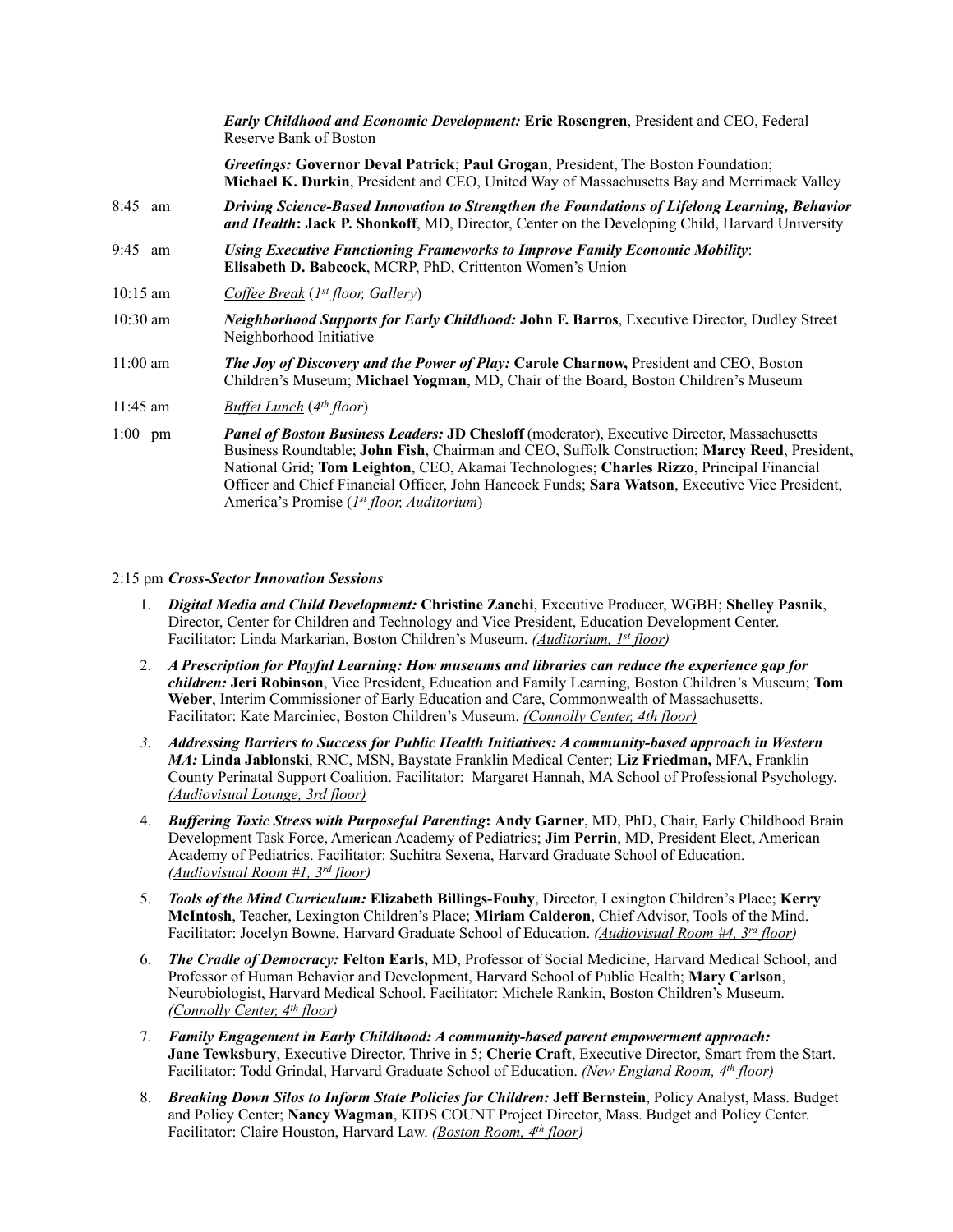*Early Childhood and Economic Development:* **Eric Rosengren**, President and CEO, Federal Reserve Bank of Boston

*Greetings:* **Governor Deval Patrick**; **Paul Grogan**, President, The Boston Foundation; **Michael K. Durkin**, President and CEO, United Way of Massachusetts Bay and Merrimack Valley

8:45 am — ***Driving Science-Based Innovation to Strengthen the Foundations of Lifelong Learning, Behavior and Health*: Jack P. Shonkoff**, MD, Director, Center on the Developing Child, Harvard University

9:45 am — ***Using Executive Functioning Frameworks to Improve Family Economic Mobility***: **Elisabeth D. Babcock**, MCRP, PhD, Crittenton Women's Union

10:15 am — *Coffee Break* (*1st floor, Gallery*)

10:30 am — ***Neighborhood Supports for Early Childhood:*** **John F. Barros**, Executive Director, Dudley Street Neighborhood Initiative

11:00 am — ***The Joy of Discovery and the Power of Play:*** **Carole Charnow,** President and CEO, Boston Children's Museum; **Michael Yogman**, MD, Chair of the Board, Boston Children's Museum

11:45 am — *Buffet Lunch* (*4th floor*)

1:00 pm — ***Panel of Boston Business Leaders:*** **JD Chesloff** (moderator), Executive Director, Massachusetts Business Roundtable; **John Fish**, Chairman and CEO, Suffolk Construction; **Marcy Reed**, President, National Grid; **Tom Leighton**, CEO, Akamai Technologies; **Charles Rizzo**, Principal Financial Officer and Chief Financial Officer, John Hancock Funds; **Sara Watson**, Executive Vice President, America's Promise (*1st floor, Auditorium*)

2:15 pm ***Cross-Sector Innovation Sessions***

1. ***Digital Media and Child Development:*** **Christine Zanchi**, Executive Producer, WGBH; **Shelley Pasnik**, Director, Center for Children and Technology and Vice President, Education Development Center. Facilitator: Linda Markarian, Boston Children's Museum. *(Auditorium, 1st floor)*
2. ***A Prescription for Playful Learning: How museums and libraries can reduce the experience gap for children:*** **Jeri Robinson**, Vice President, Education and Family Learning, Boston Children's Museum; **Tom Weber**, Interim Commissioner of Early Education and Care, Commonwealth of Massachusetts. Facilitator: Kate Marciniec, Boston Children's Museum. *(Connolly Center, 4th floor)*
3. ***Addressing Barriers to Success for Public Health Initiatives: A community-based approach in Western MA:*** **Linda Jablonski**, RNC, MSN, Baystate Franklin Medical Center; **Liz Friedman,** MFA, Franklin County Perinatal Support Coalition. Facilitator: Margaret Hannah, MA School of Professional Psychology. *(Audiovisual Lounge, 3rd floor)*
4. ***Buffering Toxic Stress with Purposeful Parenting*: Andy Garner**, MD, PhD, Chair, Early Childhood Brain Development Task Force, American Academy of Pediatrics; **Jim Perrin**, MD, President Elect, American Academy of Pediatrics. Facilitator: Suchitra Sexena, Harvard Graduate School of Education. *(Audiovisual Room #1, 3rd floor)*
5. ***Tools of the Mind Curriculum:*** **Elizabeth Billings-Fouhy**, Director, Lexington Children's Place; **Kerry McIntosh**, Teacher, Lexington Children's Place; **Miriam Calderon**, Chief Advisor, Tools of the Mind. Facilitator: Jocelyn Bowne, Harvard Graduate School of Education. *(Audiovisual Room #4, 3rd floor)*
6. ***The Cradle of Democracy:*** **Felton Earls,** MD, Professor of Social Medicine, Harvard Medical School, and Professor of Human Behavior and Development, Harvard School of Public Health; **Mary Carlson**, Neurobiologist, Harvard Medical School. Facilitator: Michele Rankin, Boston Children's Museum. *(Connolly Center, 4th floor)*
7. ***Family Engagement in Early Childhood: A community-based parent empowerment approach:*** **Jane Tewksbury**, Executive Director, Thrive in 5; **Cherie Craft**, Executive Director, Smart from the Start. Facilitator: Todd Grindal, Harvard Graduate School of Education. *(New England Room, 4th floor)*
8. ***Breaking Down Silos to Inform State Policies for Children:*** **Jeff Bernstein**, Policy Analyst, Mass. Budget and Policy Center; **Nancy Wagman**, KIDS COUNT Project Director, Mass. Budget and Policy Center. Facilitator: Claire Houston, Harvard Law. *(Boston Room, 4th floor)*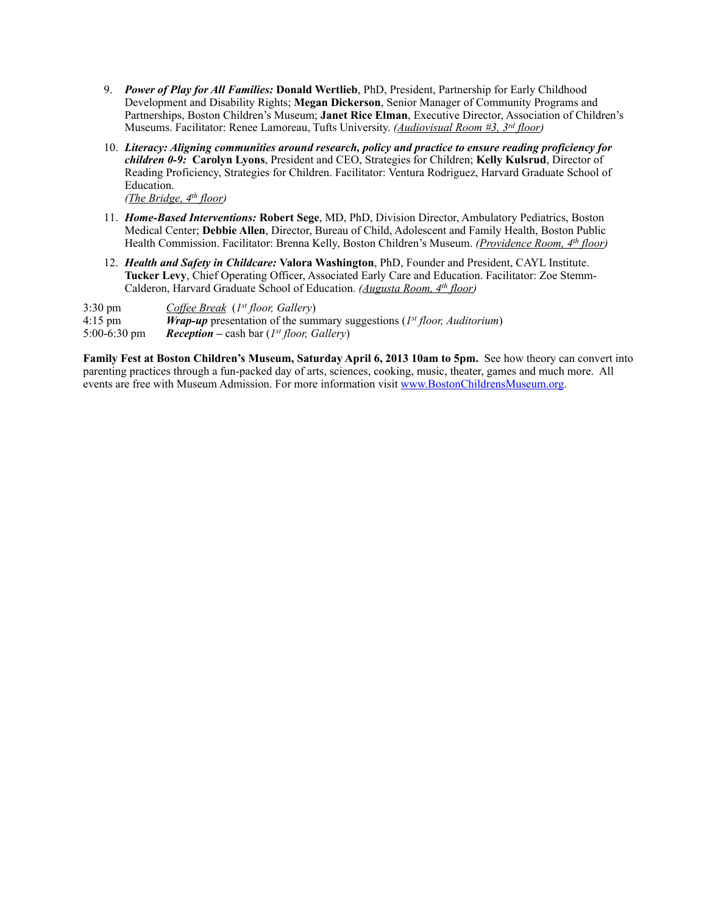9. ***Power of Play for All Families:*** **Donald Wertlieb**, PhD, President, Partnership for Early Childhood Development and Disability Rights; **Megan Dickerson**, Senior Manager of Community Programs and Partnerships, Boston Children's Museum; **Janet Rice Elman**, Executive Director, Association of Children's Museums. Facilitator: Renee Lamoreau, Tufts University. *(Audiovisual Room #3, 3rd floor)*

10. ***Literacy: Aligning communities around research, policy and practice to ensure reading proficiency for children 0-9:*** **Carolyn Lyons**, President and CEO, Strategies for Children; **Kelly Kulsrud**, Director of Reading Proficiency, Strategies for Children. Facilitator: Ventura Rodriguez, Harvard Graduate School of Education.
    *(The Bridge, 4th floor)*

11. ***Home-Based Interventions:*** **Robert Sege**, MD, PhD, Division Director, Ambulatory Pediatrics, Boston Medical Center; **Debbie Allen**, Director, Bureau of Child, Adolescent and Family Health, Boston Public Health Commission. Facilitator: Brenna Kelly, Boston Children's Museum. *(Providence Room, 4th floor)*

12. ***Health and Safety in Childcare:*** **Valora Washington**, PhD, Founder and President, CAYL Institute. **Tucker Levy**, Chief Operating Officer, Associated Early Care and Education. Facilitator: Zoe Stemm-Calderon, Harvard Graduate School of Education. *(Augusta Room, 4th floor)*

3:30 pm — *Coffee Break* (*1st floor, Gallery*)
4:15 pm — ***Wrap-up*** presentation of the summary suggestions (*1st floor, Auditorium*)
5:00-6:30 pm — ***Reception*** – cash bar (*1st floor, Gallery*)

**Family Fest at Boston Children's Museum, Saturday April 6, 2013 10am to 5pm.** See how theory can convert into parenting practices through a fun-packed day of arts, sciences, cooking, music, theater, games and much more. All events are free with Museum Admission. For more information visit www.BostonChildrensMuseum.org.